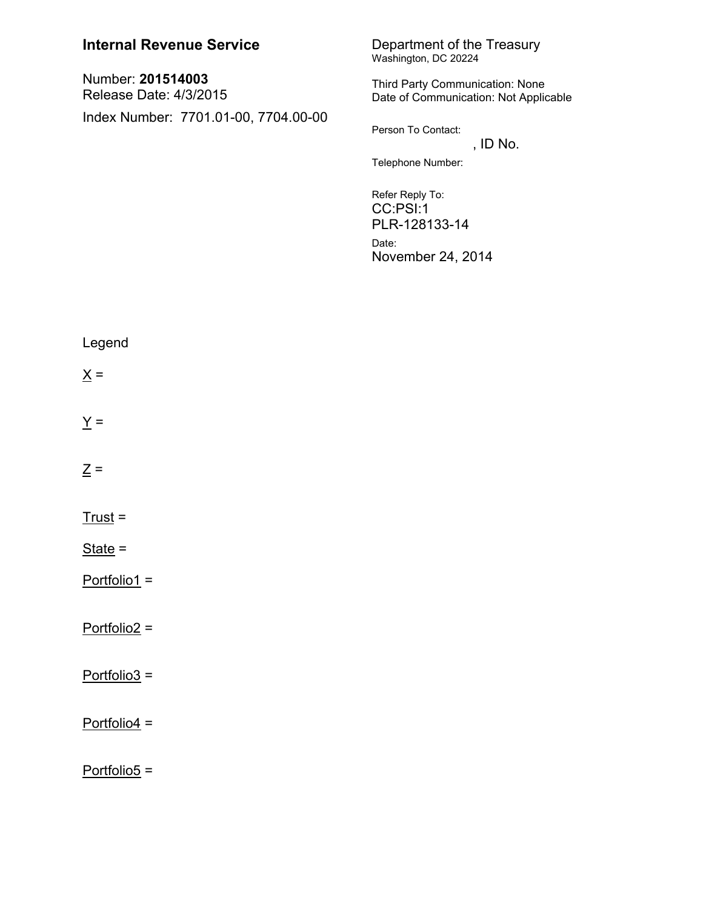**Internal Revenue Service**

Number: **201514003**
Release Date: 4/3/2015

Index Number: 7701.01-00, 7704.00-00

Department of the Treasury
Washington, DC 20224

Third Party Communication: None
Date of Communication: Not Applicable

Person To Contact:
, ID No.

Telephone Number:

Refer Reply To:
CC:PSI:1
PLR-128133-14

Date:
November 24, 2014

Legend

X =

Y =

Z =

Trust =

State =

Portfolio1 =

Portfolio2 =

Portfolio3 =

Portfolio4 =

Portfolio5 =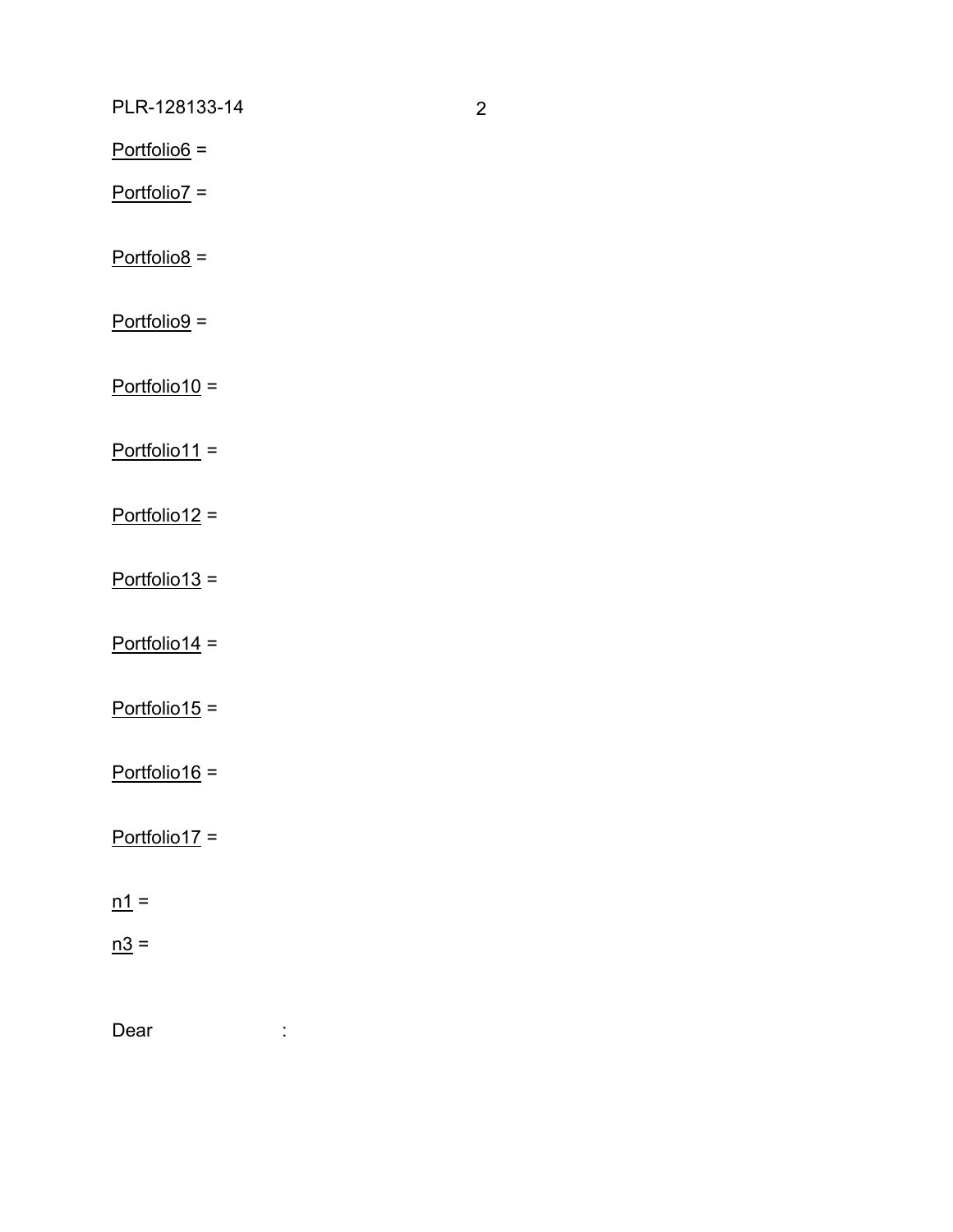Portfolio6 =

Portfolio7 =

Portfolio8 =

Portfolio9 =

Portfolio10 =

Portfolio11 =

Portfolio12 =

Portfolio13 =

Portfolio14 =

Portfolio15 =

Portfolio16 =

Portfolio17 =

n1 =

n3 =

Dear :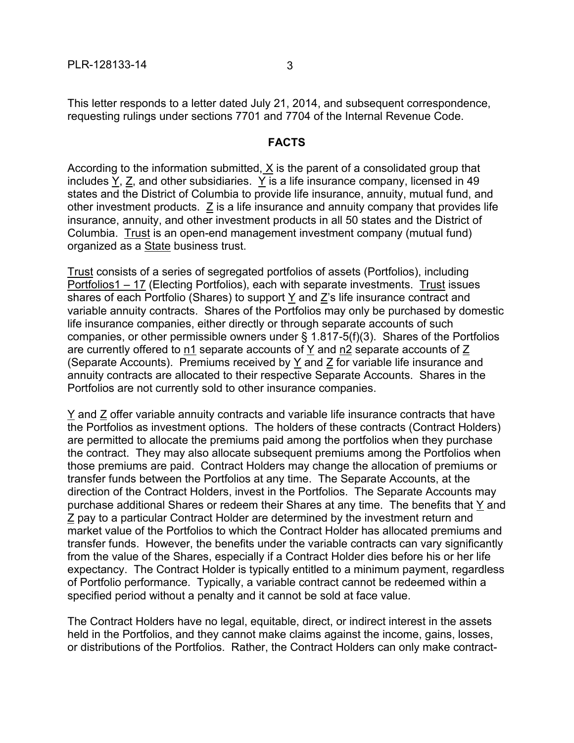This letter responds to a letter dated July 21, 2014, and subsequent correspondence, requesting rulings under sections 7701 and 7704 of the Internal Revenue Code.

## FACTS

According to the information submitted, X is the parent of a consolidated group that includes Y, Z, and other subsidiaries. Y is a life insurance company, licensed in 49 states and the District of Columbia to provide life insurance, annuity, mutual fund, and other investment products. Z is a life insurance and annuity company that provides life insurance, annuity, and other investment products in all 50 states and the District of Columbia. Trust is an open-end management investment company (mutual fund) organized as a State business trust.

Trust consists of a series of segregated portfolios of assets (Portfolios), including Portfolios1 – 17 (Electing Portfolios), each with separate investments. Trust issues shares of each Portfolio (Shares) to support Y and Z's life insurance contract and variable annuity contracts. Shares of the Portfolios may only be purchased by domestic life insurance companies, either directly or through separate accounts of such companies, or other permissible owners under § 1.817-5(f)(3). Shares of the Portfolios are currently offered to n1 separate accounts of Y and n2 separate accounts of Z (Separate Accounts). Premiums received by Y and Z for variable life insurance and annuity contracts are allocated to their respective Separate Accounts. Shares in the Portfolios are not currently sold to other insurance companies.

Y and Z offer variable annuity contracts and variable life insurance contracts that have the Portfolios as investment options. The holders of these contracts (Contract Holders) are permitted to allocate the premiums paid among the portfolios when they purchase the contract. They may also allocate subsequent premiums among the Portfolios when those premiums are paid. Contract Holders may change the allocation of premiums or transfer funds between the Portfolios at any time. The Separate Accounts, at the direction of the Contract Holders, invest in the Portfolios. The Separate Accounts may purchase additional Shares or redeem their Shares at any time. The benefits that Y and Z pay to a particular Contract Holder are determined by the investment return and market value of the Portfolios to which the Contract Holder has allocated premiums and transfer funds. However, the benefits under the variable contracts can vary significantly from the value of the Shares, especially if a Contract Holder dies before his or her life expectancy. The Contract Holder is typically entitled to a minimum payment, regardless of Portfolio performance. Typically, a variable contract cannot be redeemed within a specified period without a penalty and it cannot be sold at face value.

The Contract Holders have no legal, equitable, direct, or indirect interest in the assets held in the Portfolios, and they cannot make claims against the income, gains, losses, or distributions of the Portfolios. Rather, the Contract Holders can only make contract-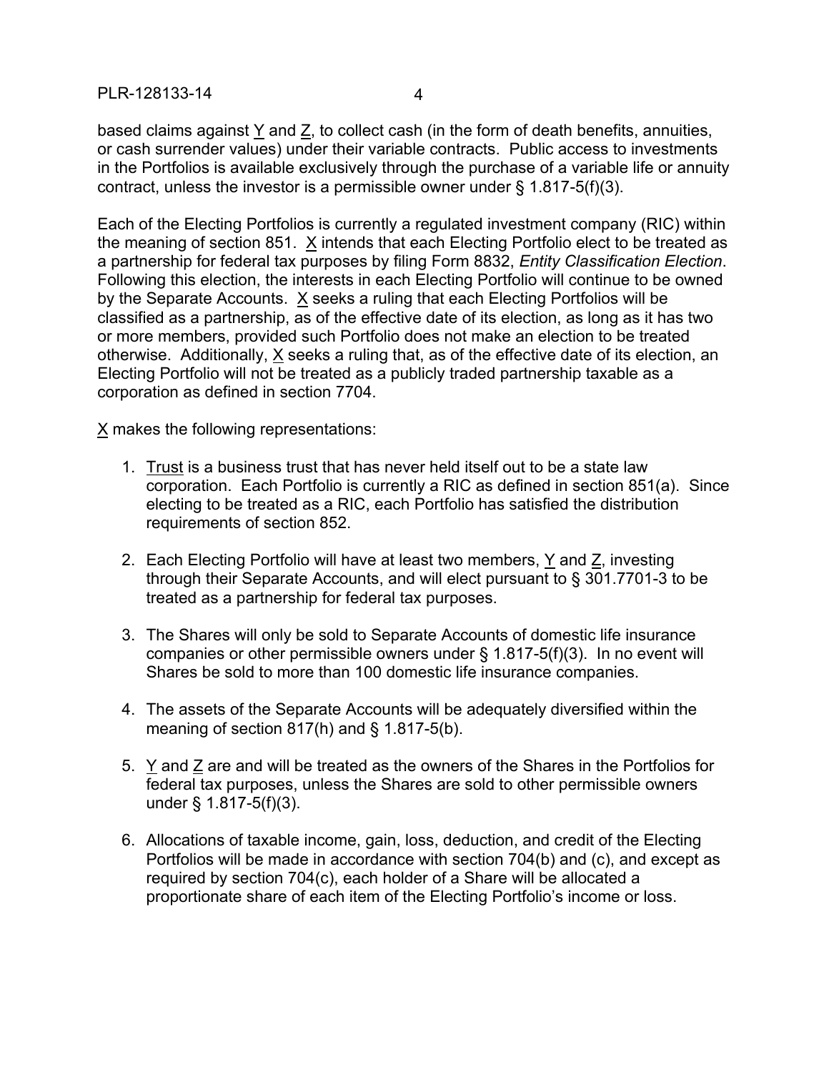based claims against Y and Z, to collect cash (in the form of death benefits, annuities, or cash surrender values) under their variable contracts. Public access to investments in the Portfolios is available exclusively through the purchase of a variable life or annuity contract, unless the investor is a permissible owner under § 1.817-5(f)(3).

Each of the Electing Portfolios is currently a regulated investment company (RIC) within the meaning of section 851. X intends that each Electing Portfolio elect to be treated as a partnership for federal tax purposes by filing Form 8832, *Entity Classification Election*. Following this election, the interests in each Electing Portfolio will continue to be owned by the Separate Accounts. X seeks a ruling that each Electing Portfolios will be classified as a partnership, as of the effective date of its election, as long as it has two or more members, provided such Portfolio does not make an election to be treated otherwise. Additionally, X seeks a ruling that, as of the effective date of its election, an Electing Portfolio will not be treated as a publicly traded partnership taxable as a corporation as defined in section 7704.

X makes the following representations:

1. Trust is a business trust that has never held itself out to be a state law corporation. Each Portfolio is currently a RIC as defined in section 851(a). Since electing to be treated as a RIC, each Portfolio has satisfied the distribution requirements of section 852.

2. Each Electing Portfolio will have at least two members, Y and Z, investing through their Separate Accounts, and will elect pursuant to § 301.7701-3 to be treated as a partnership for federal tax purposes.

3. The Shares will only be sold to Separate Accounts of domestic life insurance companies or other permissible owners under § 1.817-5(f)(3). In no event will Shares be sold to more than 100 domestic life insurance companies.

4. The assets of the Separate Accounts will be adequately diversified within the meaning of section 817(h) and § 1.817-5(b).

5. Y and Z are and will be treated as the owners of the Shares in the Portfolios for federal tax purposes, unless the Shares are sold to other permissible owners under § 1.817-5(f)(3).

6. Allocations of taxable income, gain, loss, deduction, and credit of the Electing Portfolios will be made in accordance with section 704(b) and (c), and except as required by section 704(c), each holder of a Share will be allocated a proportionate share of each item of the Electing Portfolio's income or loss.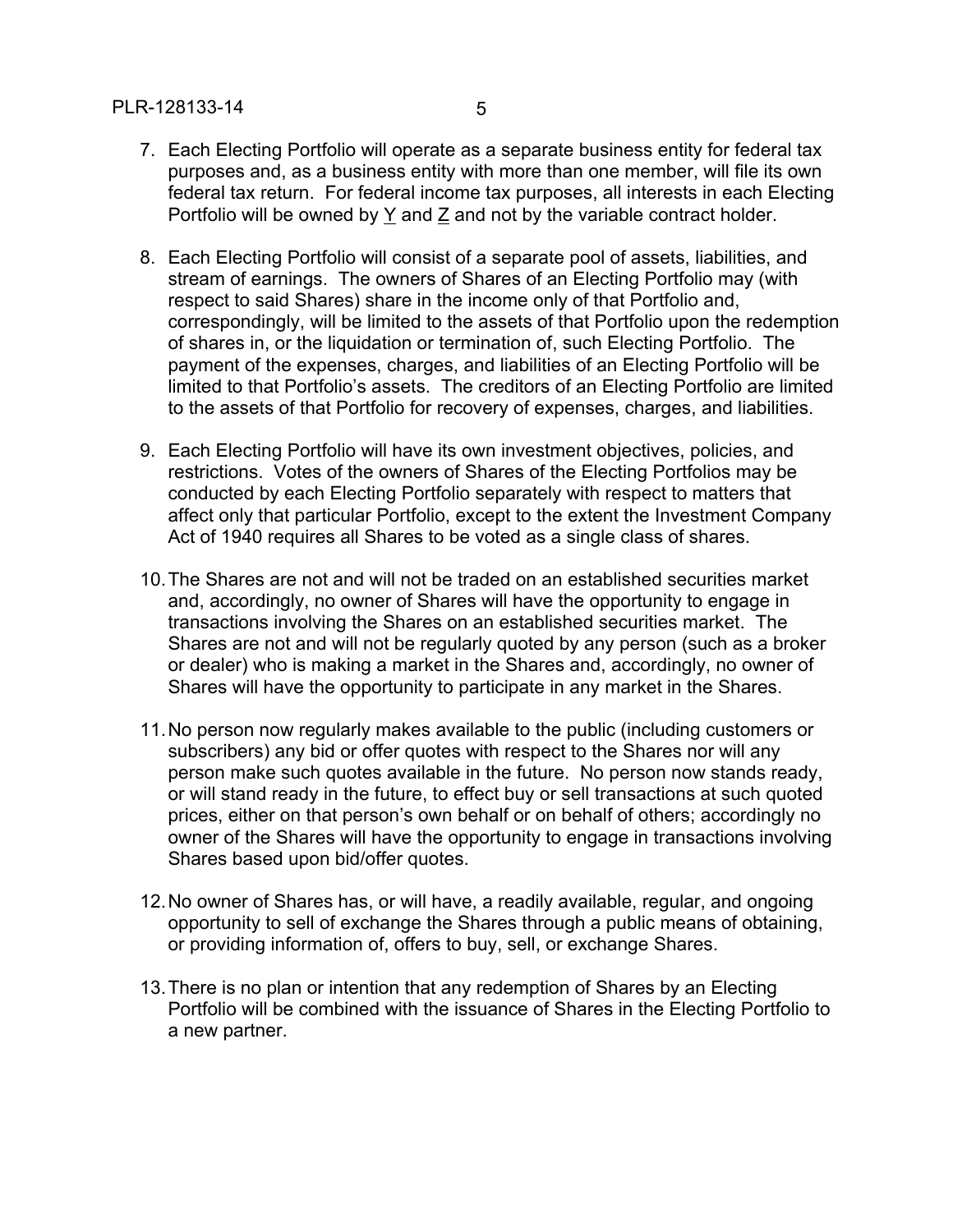7. Each Electing Portfolio will operate as a separate business entity for federal tax purposes and, as a business entity with more than one member, will file its own federal tax return. For federal income tax purposes, all interests in each Electing Portfolio will be owned by Y and Z and not by the variable contract holder.

8. Each Electing Portfolio will consist of a separate pool of assets, liabilities, and stream of earnings. The owners of Shares of an Electing Portfolio may (with respect to said Shares) share in the income only of that Portfolio and, correspondingly, will be limited to the assets of that Portfolio upon the redemption of shares in, or the liquidation or termination of, such Electing Portfolio. The payment of the expenses, charges, and liabilities of an Electing Portfolio will be limited to that Portfolio's assets. The creditors of an Electing Portfolio are limited to the assets of that Portfolio for recovery of expenses, charges, and liabilities.

9. Each Electing Portfolio will have its own investment objectives, policies, and restrictions. Votes of the owners of Shares of the Electing Portfolios may be conducted by each Electing Portfolio separately with respect to matters that affect only that particular Portfolio, except to the extent the Investment Company Act of 1940 requires all Shares to be voted as a single class of shares.

10. The Shares are not and will not be traded on an established securities market and, accordingly, no owner of Shares will have the opportunity to engage in transactions involving the Shares on an established securities market. The Shares are not and will not be regularly quoted by any person (such as a broker or dealer) who is making a market in the Shares and, accordingly, no owner of Shares will have the opportunity to participate in any market in the Shares.

11. No person now regularly makes available to the public (including customers or subscribers) any bid or offer quotes with respect to the Shares nor will any person make such quotes available in the future. No person now stands ready, or will stand ready in the future, to effect buy or sell transactions at such quoted prices, either on that person's own behalf or on behalf of others; accordingly no owner of the Shares will have the opportunity to engage in transactions involving Shares based upon bid/offer quotes.

12. No owner of Shares has, or will have, a readily available, regular, and ongoing opportunity to sell of exchange the Shares through a public means of obtaining, or providing information of, offers to buy, sell, or exchange Shares.

13. There is no plan or intention that any redemption of Shares by an Electing Portfolio will be combined with the issuance of Shares in the Electing Portfolio to a new partner.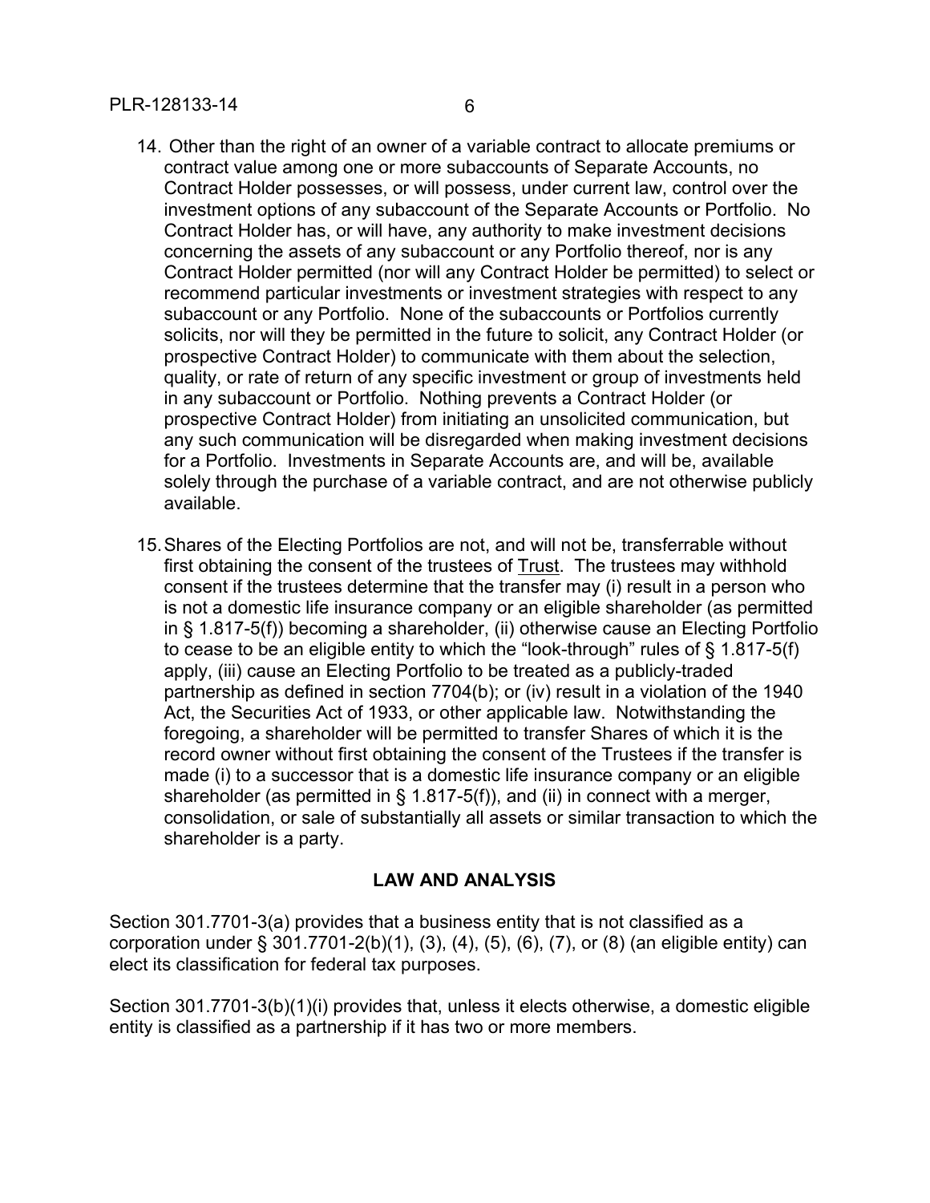14. Other than the right of an owner of a variable contract to allocate premiums or contract value among one or more subaccounts of Separate Accounts, no Contract Holder possesses, or will possess, under current law, control over the investment options of any subaccount of the Separate Accounts or Portfolio. No Contract Holder has, or will have, any authority to make investment decisions concerning the assets of any subaccount or any Portfolio thereof, nor is any Contract Holder permitted (nor will any Contract Holder be permitted) to select or recommend particular investments or investment strategies with respect to any subaccount or any Portfolio. None of the subaccounts or Portfolios currently solicits, nor will they be permitted in the future to solicit, any Contract Holder (or prospective Contract Holder) to communicate with them about the selection, quality, or rate of return of any specific investment or group of investments held in any subaccount or Portfolio. Nothing prevents a Contract Holder (or prospective Contract Holder) from initiating an unsolicited communication, but any such communication will be disregarded when making investment decisions for a Portfolio. Investments in Separate Accounts are, and will be, available solely through the purchase of a variable contract, and are not otherwise publicly available.

15. Shares of the Electing Portfolios are not, and will not be, transferrable without first obtaining the consent of the trustees of Trust. The trustees may withhold consent if the trustees determine that the transfer may (i) result in a person who is not a domestic life insurance company or an eligible shareholder (as permitted in § 1.817-5(f)) becoming a shareholder, (ii) otherwise cause an Electing Portfolio to cease to be an eligible entity to which the "look-through" rules of § 1.817-5(f) apply, (iii) cause an Electing Portfolio to be treated as a publicly-traded partnership as defined in section 7704(b); or (iv) result in a violation of the 1940 Act, the Securities Act of 1933, or other applicable law. Notwithstanding the foregoing, a shareholder will be permitted to transfer Shares of which it is the record owner without first obtaining the consent of the Trustees if the transfer is made (i) to a successor that is a domestic life insurance company or an eligible shareholder (as permitted in § 1.817-5(f)), and (ii) in connect with a merger, consolidation, or sale of substantially all assets or similar transaction to which the shareholder is a party.

## LAW AND ANALYSIS

Section 301.7701-3(a) provides that a business entity that is not classified as a corporation under § 301.7701-2(b)(1), (3), (4), (5), (6), (7), or (8) (an eligible entity) can elect its classification for federal tax purposes.

Section 301.7701-3(b)(1)(i) provides that, unless it elects otherwise, a domestic eligible entity is classified as a partnership if it has two or more members.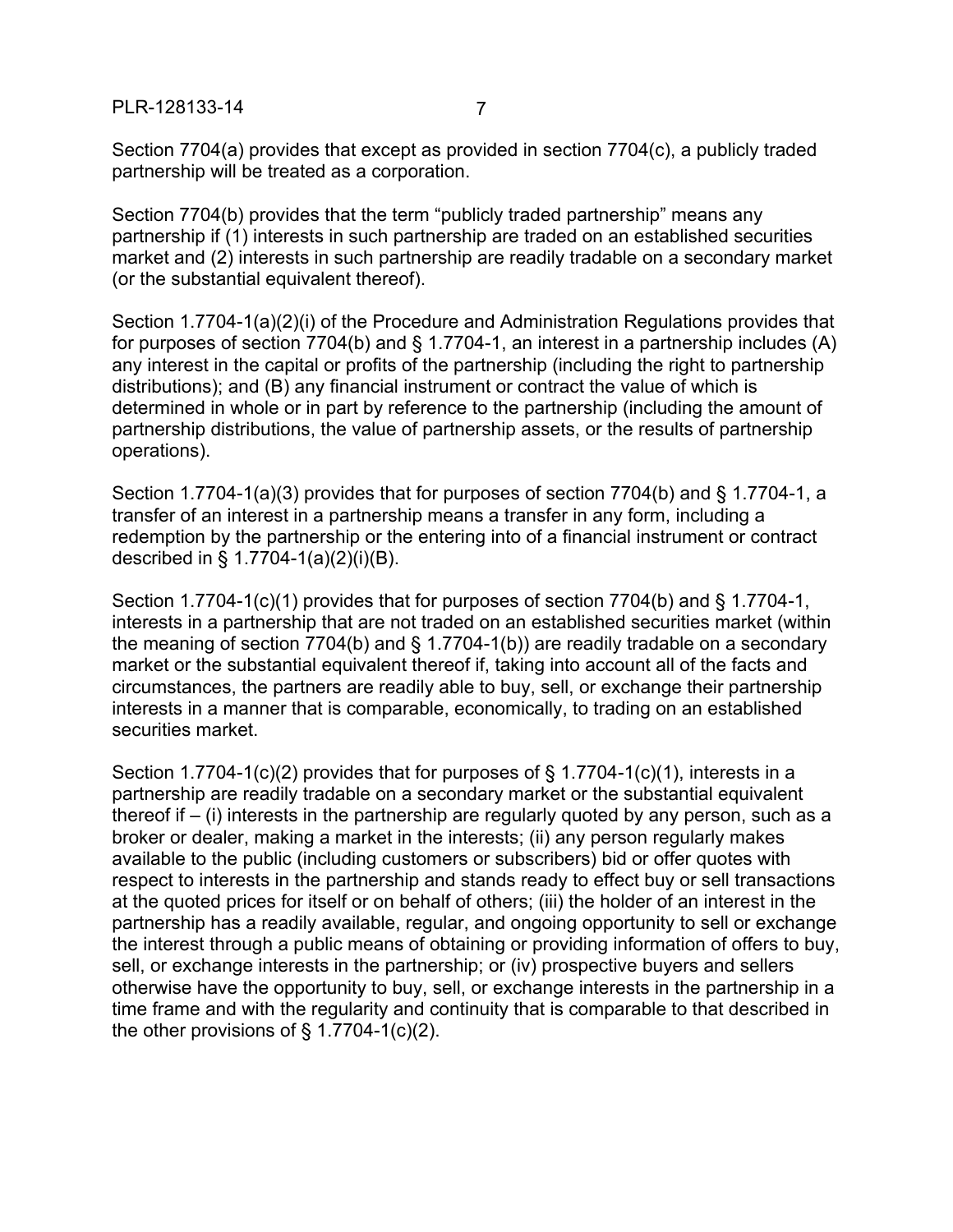Section 7704(a) provides that except as provided in section 7704(c), a publicly traded partnership will be treated as a corporation.

Section 7704(b) provides that the term "publicly traded partnership" means any partnership if (1) interests in such partnership are traded on an established securities market and (2) interests in such partnership are readily tradable on a secondary market (or the substantial equivalent thereof).

Section 1.7704-1(a)(2)(i) of the Procedure and Administration Regulations provides that for purposes of section 7704(b) and § 1.7704-1, an interest in a partnership includes (A) any interest in the capital or profits of the partnership (including the right to partnership distributions); and (B) any financial instrument or contract the value of which is determined in whole or in part by reference to the partnership (including the amount of partnership distributions, the value of partnership assets, or the results of partnership operations).

Section 1.7704-1(a)(3) provides that for purposes of section 7704(b) and § 1.7704-1, a transfer of an interest in a partnership means a transfer in any form, including a redemption by the partnership or the entering into of a financial instrument or contract described in § 1.7704-1(a)(2)(i)(B).

Section 1.7704-1(c)(1) provides that for purposes of section 7704(b) and § 1.7704-1, interests in a partnership that are not traded on an established securities market (within the meaning of section 7704(b) and § 1.7704-1(b)) are readily tradable on a secondary market or the substantial equivalent thereof if, taking into account all of the facts and circumstances, the partners are readily able to buy, sell, or exchange their partnership interests in a manner that is comparable, economically, to trading on an established securities market.

Section 1.7704-1(c)(2) provides that for purposes of § 1.7704-1(c)(1), interests in a partnership are readily tradable on a secondary market or the substantial equivalent thereof if – (i) interests in the partnership are regularly quoted by any person, such as a broker or dealer, making a market in the interests; (ii) any person regularly makes available to the public (including customers or subscribers) bid or offer quotes with respect to interests in the partnership and stands ready to effect buy or sell transactions at the quoted prices for itself or on behalf of others; (iii) the holder of an interest in the partnership has a readily available, regular, and ongoing opportunity to sell or exchange the interest through a public means of obtaining or providing information of offers to buy, sell, or exchange interests in the partnership; or (iv) prospective buyers and sellers otherwise have the opportunity to buy, sell, or exchange interests in the partnership in a time frame and with the regularity and continuity that is comparable to that described in the other provisions of § 1.7704-1(c)(2).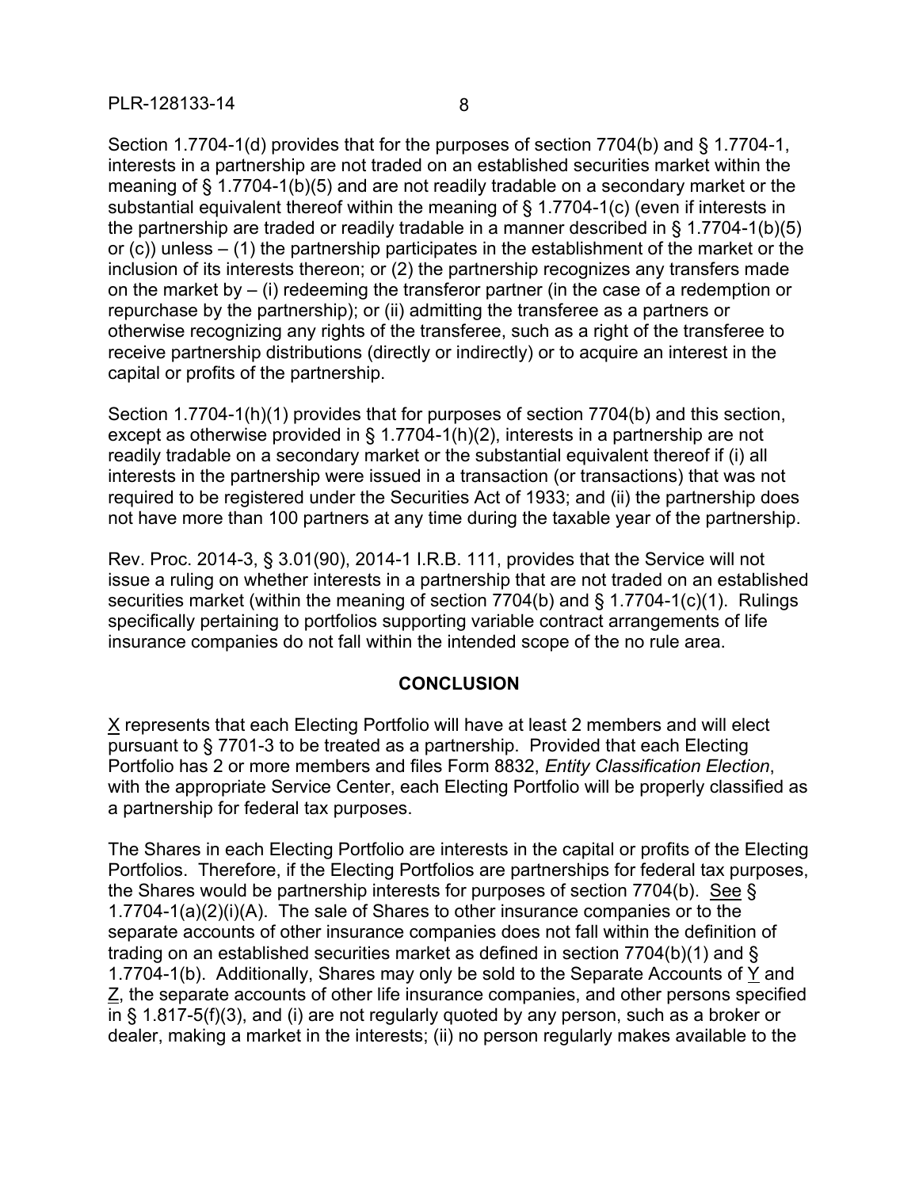Section 1.7704-1(d) provides that for the purposes of section 7704(b) and § 1.7704-1, interests in a partnership are not traded on an established securities market within the meaning of § 1.7704-1(b)(5) and are not readily tradable on a secondary market or the substantial equivalent thereof within the meaning of § 1.7704-1(c) (even if interests in the partnership are traded or readily tradable in a manner described in § 1.7704-1(b)(5) or (c)) unless – (1) the partnership participates in the establishment of the market or the inclusion of its interests thereon; or (2) the partnership recognizes any transfers made on the market by – (i) redeeming the transferor partner (in the case of a redemption or repurchase by the partnership); or (ii) admitting the transferee as a partners or otherwise recognizing any rights of the transferee, such as a right of the transferee to receive partnership distributions (directly or indirectly) or to acquire an interest in the capital or profits of the partnership.

Section 1.7704-1(h)(1) provides that for purposes of section 7704(b) and this section, except as otherwise provided in § 1.7704-1(h)(2), interests in a partnership are not readily tradable on a secondary market or the substantial equivalent thereof if (i) all interests in the partnership were issued in a transaction (or transactions) that was not required to be registered under the Securities Act of 1933; and (ii) the partnership does not have more than 100 partners at any time during the taxable year of the partnership.

Rev. Proc. 2014-3, § 3.01(90), 2014-1 I.R.B. 111, provides that the Service will not issue a ruling on whether interests in a partnership that are not traded on an established securities market (within the meaning of section 7704(b) and § 1.7704-1(c)(1). Rulings specifically pertaining to portfolios supporting variable contract arrangements of life insurance companies do not fall within the intended scope of the no rule area.

## CONCLUSION

X represents that each Electing Portfolio will have at least 2 members and will elect pursuant to § 7701-3 to be treated as a partnership. Provided that each Electing Portfolio has 2 or more members and files Form 8832, *Entity Classification Election*, with the appropriate Service Center, each Electing Portfolio will be properly classified as a partnership for federal tax purposes.

The Shares in each Electing Portfolio are interests in the capital or profits of the Electing Portfolios. Therefore, if the Electing Portfolios are partnerships for federal tax purposes, the Shares would be partnership interests for purposes of section 7704(b). See § 1.7704-1(a)(2)(i)(A). The sale of Shares to other insurance companies or to the separate accounts of other insurance companies does not fall within the definition of trading on an established securities market as defined in section 7704(b)(1) and § 1.7704-1(b). Additionally, Shares may only be sold to the Separate Accounts of Y and Z, the separate accounts of other life insurance companies, and other persons specified in § 1.817-5(f)(3), and (i) are not regularly quoted by any person, such as a broker or dealer, making a market in the interests; (ii) no person regularly makes available to the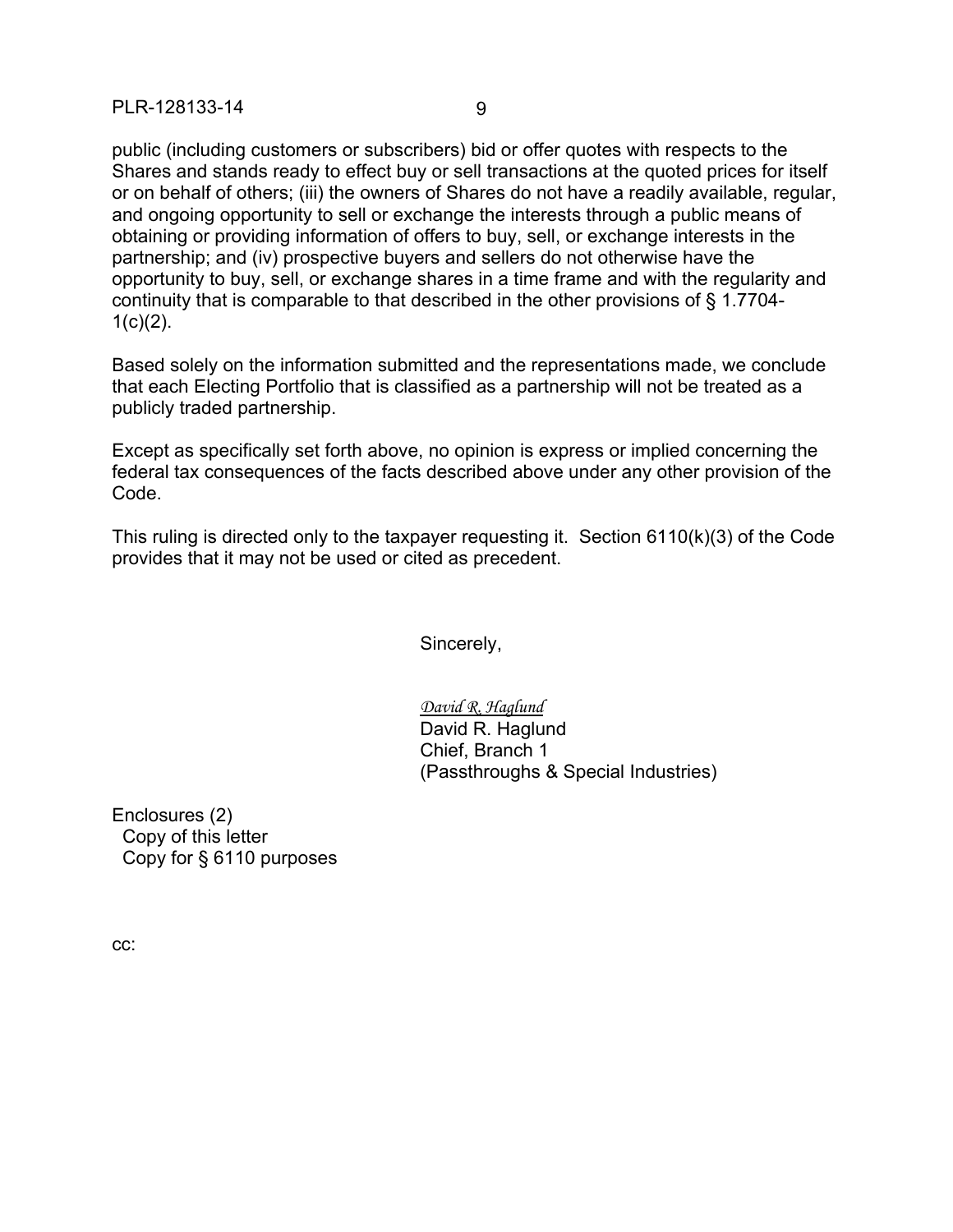public (including customers or subscribers) bid or offer quotes with respects to the Shares and stands ready to effect buy or sell transactions at the quoted prices for itself or on behalf of others; (iii) the owners of Shares do not have a readily available, regular, and ongoing opportunity to sell or exchange the interests through a public means of obtaining or providing information of offers to buy, sell, or exchange interests in the partnership; and (iv) prospective buyers and sellers do not otherwise have the opportunity to buy, sell, or exchange shares in a time frame and with the regularity and continuity that is comparable to that described in the other provisions of § 1.7704-1(c)(2).

Based solely on the information submitted and the representations made, we conclude that each Electing Portfolio that is classified as a partnership will not be treated as a publicly traded partnership.

Except as specifically set forth above, no opinion is express or implied concerning the federal tax consequences of the facts described above under any other provision of the Code.

This ruling is directed only to the taxpayer requesting it. Section 6110(k)(3) of the Code provides that it may not be used or cited as precedent.

Sincerely,

*David R. Haglund*
David R. Haglund
Chief, Branch 1
(Passthroughs & Special Industries)

Enclosures (2)
Copy of this letter
Copy for § 6110 purposes

cc: